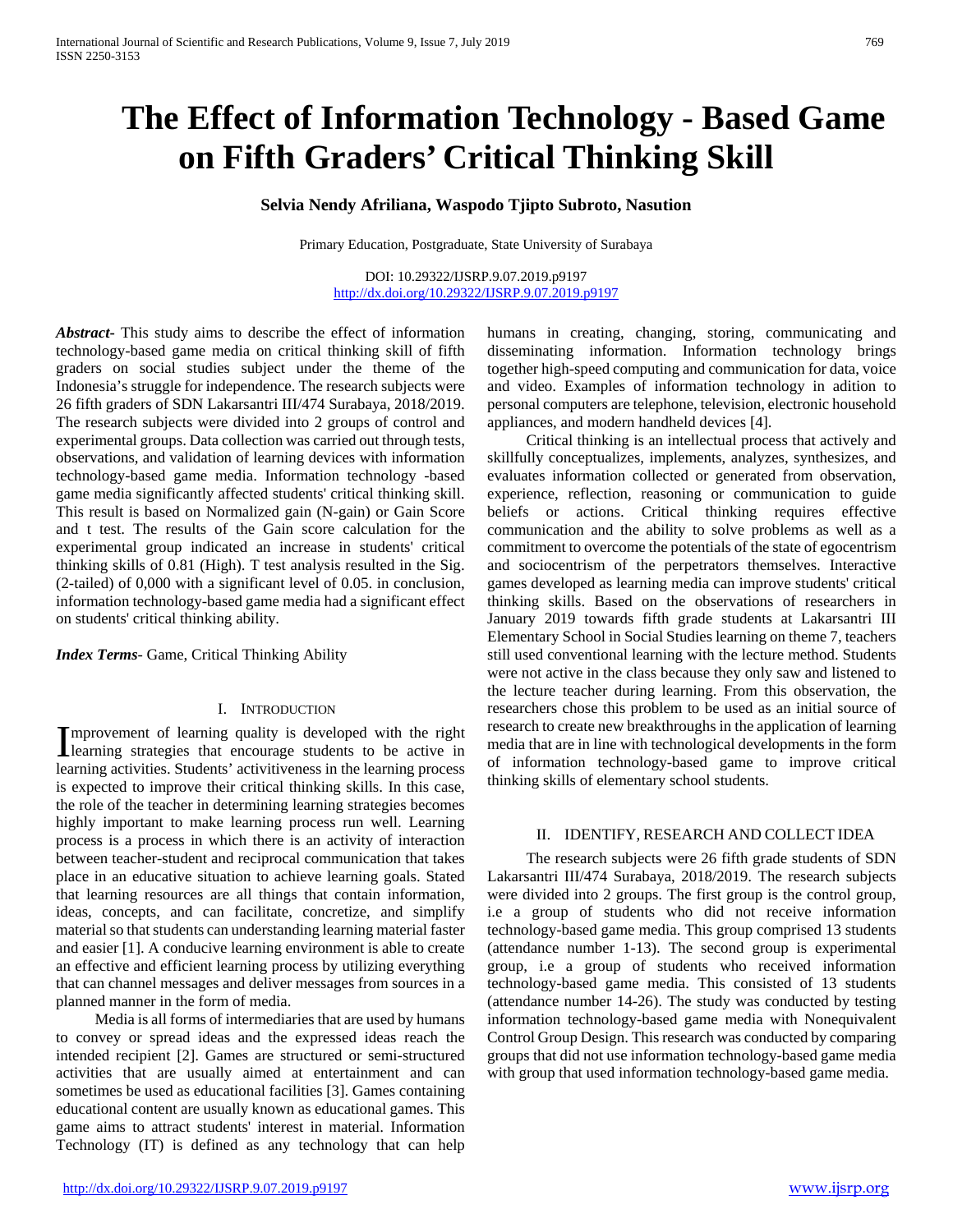# The Effect of Information Technology - Based Game on Fifth Graders' Critical Thinking Skill

**Selvia Nendy Afriliana, Waspodo Tjipto Subroto, Nasution**

Primary Education, Postgraduate, State University of Surabaya

DOI: 10.29322/IJSRP.9.07.2019.p9197
http://dx.doi.org/10.29322/IJSRP.9.07.2019.p9197

***Abstract*****-** This study aims to describe the effect of information technology-based game media on critical thinking skill of fifth graders on social studies subject under the theme of the Indonesia's struggle for independence. The research subjects were 26 fifth graders of SDN Lakarsantri III/474 Surabaya, 2018/2019. The research subjects were divided into 2 groups of control and experimental groups. Data collection was carried out through tests, observations, and validation of learning devices with information technology-based game media. Information technology -based game media significantly affected students' critical thinking skill. This result is based on Normalized gain (N-gain) or Gain Score and t test. The results of the Gain score calculation for the experimental group indicated an increase in students' critical thinking skills of 0.81 (High). T test analysis resulted in the Sig. (2-tailed) of 0,000 with a significant level of 0.05. in conclusion, information technology-based game media had a significant effect on students' critical thinking ability.

***Index Terms*****-** Game, Critical Thinking Ability

## I. Introduction

Improvement of learning quality is developed with the right learning strategies that encourage students to be active in learning activities. Students' activitiveness in the learning process is expected to improve their critical thinking skills. In this case, the role of the teacher in determining learning strategies becomes highly important to make learning process run well. Learning process is a process in which there is an activity of interaction between teacher-student and reciprocal communication that takes place in an educative situation to achieve learning goals. Stated that learning resources are all things that contain information, ideas, concepts, and can facilitate, concretize, and simplify material so that students can understanding learning material faster and easier [1]. A conducive learning environment is able to create an effective and efficient learning process by utilizing everything that can channel messages and deliver messages from sources in a planned manner in the form of media.

Media is all forms of intermediaries that are used by humans to convey or spread ideas and the expressed ideas reach the intended recipient [2]. Games are structured or semi-structured activities that are usually aimed at entertainment and can sometimes be used as educational facilities [3]. Games containing educational content are usually known as educational games. This game aims to attract students' interest in material. Information Technology (IT) is defined as any technology that can help humans in creating, changing, storing, communicating and disseminating information. Information technology brings together high-speed computing and communication for data, voice and video. Examples of information technology in adition to personal computers are telephone, television, electronic household appliances, and modern handheld devices [4].

Critical thinking is an intellectual process that actively and skillfully conceptualizes, implements, analyzes, synthesizes, and evaluates information collected or generated from observation, experience, reflection, reasoning or communication to guide beliefs or actions. Critical thinking requires effective communication and the ability to solve problems as well as a commitment to overcome the potentials of the state of egocentrism and sociocentrism of the perpetrators themselves. Interactive games developed as learning media can improve students' critical thinking skills. Based on the observations of researchers in January 2019 towards fifth grade students at Lakarsantri III Elementary School in Social Studies learning on theme 7, teachers still used conventional learning with the lecture method. Students were not active in the class because they only saw and listened to the lecture teacher during learning. From this observation, the researchers chose this problem to be used as an initial source of research to create new breakthroughs in the application of learning media that are in line with technological developments in the form of information technology-based game to improve critical thinking skills of elementary school students.

## II. Identify, Research and Collect Idea

The research subjects were 26 fifth grade students of SDN Lakarsantri III/474 Surabaya, 2018/2019. The research subjects were divided into 2 groups. The first group is the control group, i.e a group of students who did not receive information technology-based game media. This group comprised 13 students (attendance number 1-13). The second group is experimental group, i.e a group of students who received information technology-based game media. This consisted of 13 students (attendance number 14-26). The study was conducted by testing information technology-based game media with Nonequivalent Control Group Design. This research was conducted by comparing groups that did not use information technology-based game media with group that used information technology-based game media.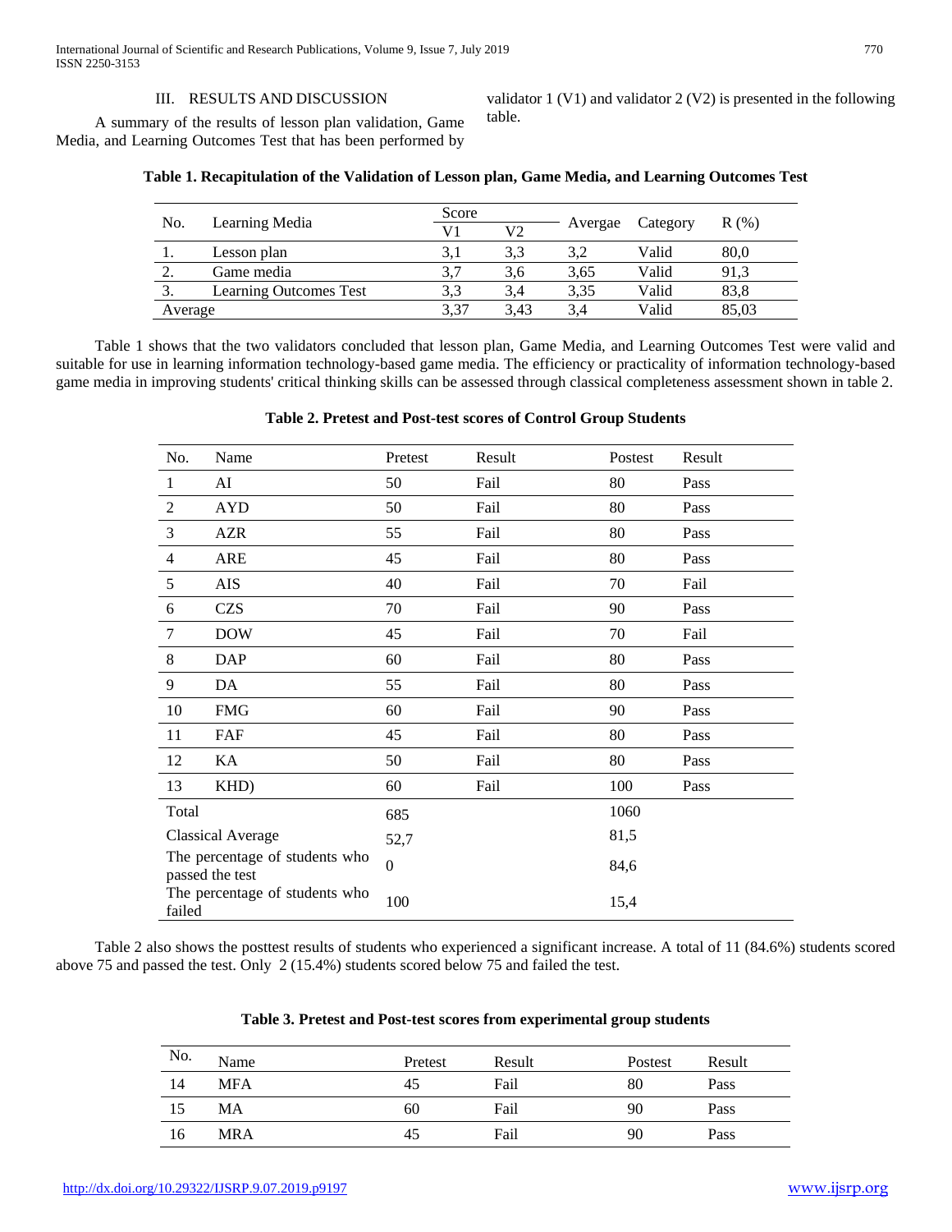## III. RESULTS AND DISCUSSION

A summary of the results of lesson plan validation, Game Media, and Learning Outcomes Test that has been performed by validator 1 (V1) and validator 2 (V2) is presented in the following table.

**Table 1. Recapitulation of the Validation of Lesson plan, Game Media, and Learning Outcomes Test**

| No. | Learning Media | Score | | Avergae | Category | R (%) |
|---|---|---|---|---|---|---|
| | | V1 | V2 | | | |
| 1. | Lesson plan | 3,1 | 3,3 | 3,2 | Valid | 80,0 |
| 2. | Game media | 3,7 | 3,6 | 3,65 | Valid | 91,3 |
| 3. | Learning Outcomes Test | 3,3 | 3,4 | 3,35 | Valid | 83,8 |
| Average | | 3,37 | 3,43 | 3,4 | Valid | 85,03 |

Table 1 shows that the two validators concluded that lesson plan, Game Media, and Learning Outcomes Test were valid and suitable for use in learning information technology-based game media. The efficiency or practicality of information technology-based game media in improving students' critical thinking skills can be assessed through classical completeness assessment shown in table 2.

**Table 2. Pretest and Post-test scores of Control Group Students**

| No. | Name | Pretest | Result | Postest | Result |
|---|---|---|---|---|---|
| 1 | AI | 50 | Fail | 80 | Pass |
| 2 | AYD | 50 | Fail | 80 | Pass |
| 3 | AZR | 55 | Fail | 80 | Pass |
| 4 | ARE | 45 | Fail | 80 | Pass |
| 5 | AIS | 40 | Fail | 70 | Fail |
| 6 | CZS | 70 | Fail | 90 | Pass |
| 7 | DOW | 45 | Fail | 70 | Fail |
| 8 | DAP | 60 | Fail | 80 | Pass |
| 9 | DA | 55 | Fail | 80 | Pass |
| 10 | FMG | 60 | Fail | 90 | Pass |
| 11 | FAF | 45 | Fail | 80 | Pass |
| 12 | KA | 50 | Fail | 80 | Pass |
| 13 | KHD) | 60 | Fail | 100 | Pass |
| Total | | 685 | | 1060 | |
| Classical Average | | 52,7 | | 81,5 | |
| The percentage of students who passed the test | | 0 | | 84,6 | |
| The percentage of students who failed | | 100 | | 15,4 | |

Table 2 also shows the posttest results of students who experienced a significant increase. A total of 11 (84.6%) students scored above 75 and passed the test. Only 2 (15.4%) students scored below 75 and failed the test.

**Table 3. Pretest and Post-test scores from experimental group students**

| No. | Name | Pretest | Result | Postest | Result |
|---|---|---|---|---|---|
| 14 | MFA | 45 | Fail | 80 | Pass |
| 15 | MA | 60 | Fail | 90 | Pass |
| 16 | MRA | 45 | Fail | 90 | Pass |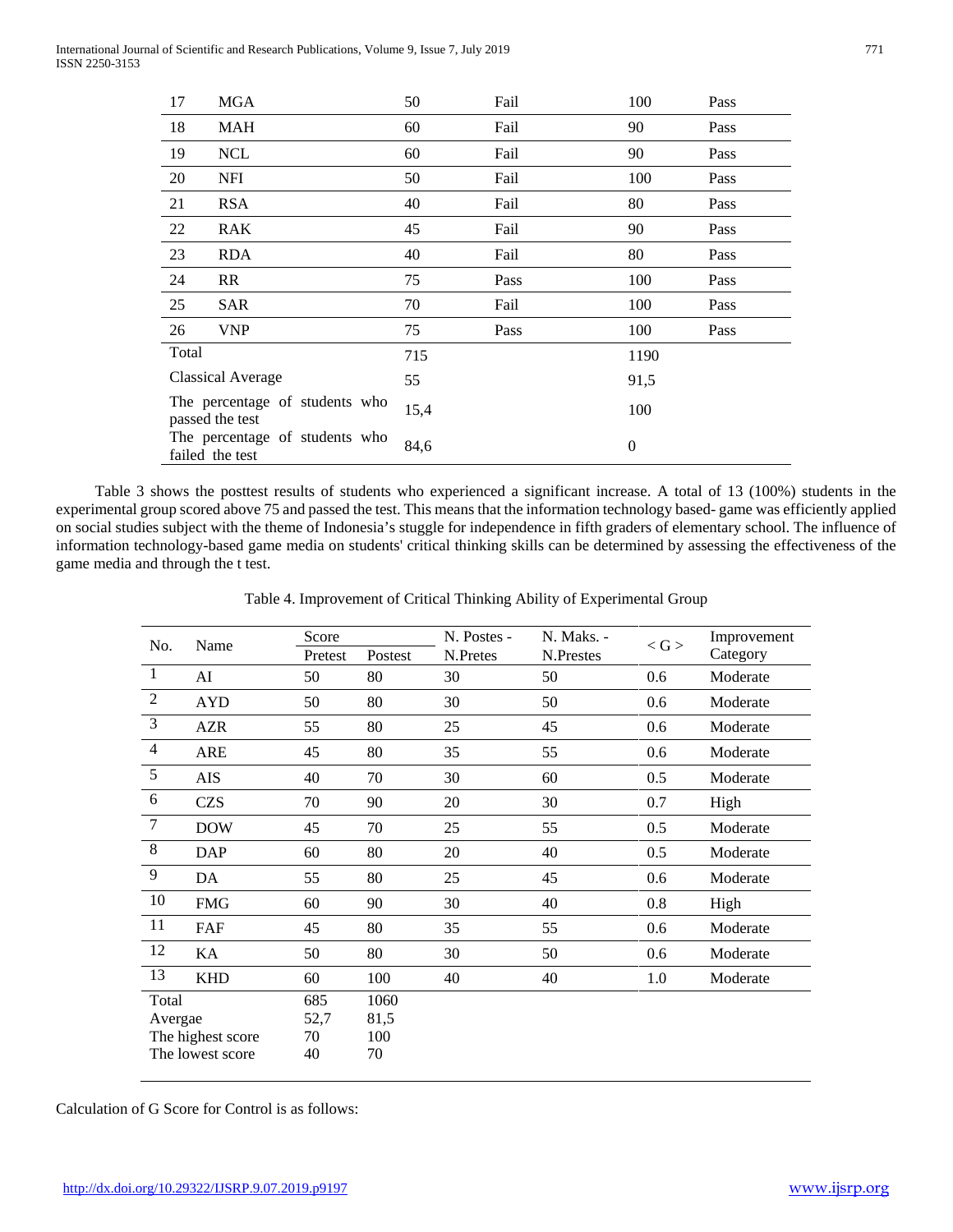| 17 | MGA | 50 | Fail | 100 | Pass |
|---|---|---|---|---|---|
| 18 | MAH | 60 | Fail | 90 | Pass |
| 19 | NCL | 60 | Fail | 90 | Pass |
| 20 | NFI | 50 | Fail | 100 | Pass |
| 21 | RSA | 40 | Fail | 80 | Pass |
| 22 | RAK | 45 | Fail | 90 | Pass |
| 23 | RDA | 40 | Fail | 80 | Pass |
| 24 | RR | 75 | Pass | 100 | Pass |
| 25 | SAR | 70 | Fail | 100 | Pass |
| 26 | VNP | 75 | Pass | 100 | Pass |
| Total | | 715 | | 1190 | |
| Classical Average | | 55 | | 91,5 | |
| The percentage of students who passed the test | | 15,4 | | 100 | |
| The percentage of students who failed the test | | 84,6 | | 0 | |

Table 3 shows the posttest results of students who experienced a significant increase. A total of 13 (100%) students in the experimental group scored above 75 and passed the test. This means that the information technology based- game was efficiently applied on social studies subject with the theme of Indonesia's stuggle for independence in fifth graders of elementary school. The influence of information technology-based game media on students' critical thinking skills can be determined by assessing the effectiveness of the game media and through the t test.

Table 4. Improvement of Critical Thinking Ability of Experimental Group

| No. | Name | Score | | N. Postes - N.Pretes | N. Maks. - N.Prestes | < G > | Improvement Category |
|---|---|---|---|---|---|---|---|
| | | Pretest | Postest | | | | |
| 1 | AI | 50 | 80 | 30 | 50 | 0.6 | Moderate |
| 2 | AYD | 50 | 80 | 30 | 50 | 0.6 | Moderate |
| 3 | AZR | 55 | 80 | 25 | 45 | 0.6 | Moderate |
| 4 | ARE | 45 | 80 | 35 | 55 | 0.6 | Moderate |
| 5 | AIS | 40 | 70 | 30 | 60 | 0.5 | Moderate |
| 6 | CZS | 70 | 90 | 20 | 30 | 0.7 | High |
| 7 | DOW | 45 | 70 | 25 | 55 | 0.5 | Moderate |
| 8 | DAP | 60 | 80 | 20 | 40 | 0.5 | Moderate |
| 9 | DA | 55 | 80 | 25 | 45 | 0.6 | Moderate |
| 10 | FMG | 60 | 90 | 30 | 40 | 0.8 | High |
| 11 | FAF | 45 | 80 | 35 | 55 | 0.6 | Moderate |
| 12 | KA | 50 | 80 | 30 | 50 | 0.6 | Moderate |
| 13 | KHD | 60 | 100 | 40 | 40 | 1.0 | Moderate |
| Total | | 685 | 1060 | | | | |
| Avergae | | 52,7 | 81,5 | | | | |
| The highest score | | 70 | 100 | | | | |
| The lowest score | | 40 | 70 | | | | |

Calculation of G Score for Control is as follows: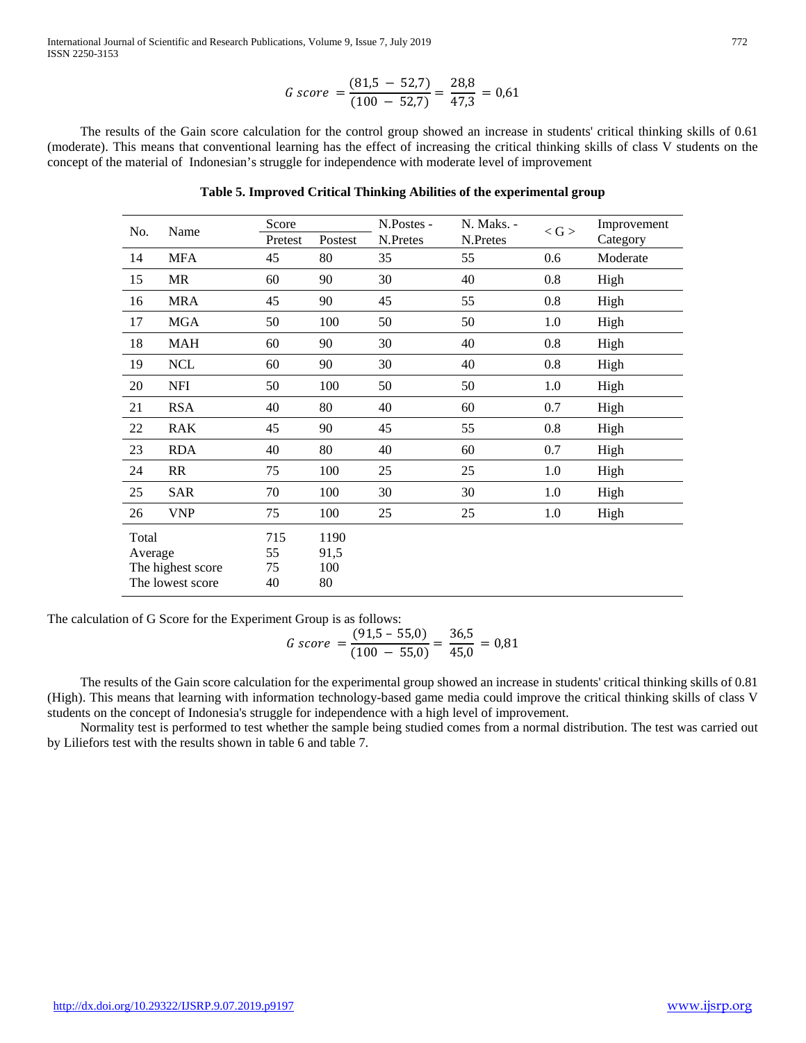$$G\ score = \frac{(81{,}5 - 52{,}7)}{(100 - 52{,}7)} = \frac{28{,}8}{47{,}3} = 0{,}61$$

The results of the Gain score calculation for the control group showed an increase in students' critical thinking skills of 0.61 (moderate). This means that conventional learning has the effect of increasing the critical thinking skills of class V students on the concept of the material of Indonesian's struggle for independence with moderate level of improvement

**Table 5. Improved Critical Thinking Abilities of the experimental group**

| No. | Name | Score | | N.Postes - N.Pretes | N. Maks. - N.Pretes | < G > | Improvement Category |
|---|---|---|---|---|---|---|---|
| | | Pretest | Postest | | | | |
| 14 | MFA | 45 | 80 | 35 | 55 | 0.6 | Moderate |
| 15 | MR | 60 | 90 | 30 | 40 | 0.8 | High |
| 16 | MRA | 45 | 90 | 45 | 55 | 0.8 | High |
| 17 | MGA | 50 | 100 | 50 | 50 | 1.0 | High |
| 18 | MAH | 60 | 90 | 30 | 40 | 0.8 | High |
| 19 | NCL | 60 | 90 | 30 | 40 | 0.8 | High |
| 20 | NFI | 50 | 100 | 50 | 50 | 1.0 | High |
| 21 | RSA | 40 | 80 | 40 | 60 | 0.7 | High |
| 22 | RAK | 45 | 90 | 45 | 55 | 0.8 | High |
| 23 | RDA | 40 | 80 | 40 | 60 | 0.7 | High |
| 24 | RR | 75 | 100 | 25 | 25 | 1.0 | High |
| 25 | SAR | 70 | 100 | 30 | 30 | 1.0 | High |
| 26 | VNP | 75 | 100 | 25 | 25 | 1.0 | High |
| Total | | 715 | 1190 | | | | |
| Average | | 55 | 91,5 | | | | |
| The highest score | | 75 | 100 | | | | |
| The lowest score | | 40 | 80 | | | | |

The calculation of G Score for the Experiment Group is as follows:

$$G\ score = \frac{(91{,}5 - 55{,}0)}{(100 - 55{,}0)} = \frac{36{,}5}{45{,}0} = 0{,}81$$

The results of the Gain score calculation for the experimental group showed an increase in students' critical thinking skills of 0.81 (High). This means that learning with information technology-based game media could improve the critical thinking skills of class V students on the concept of Indonesia's struggle for independence with a high level of improvement.

Normality test is performed to test whether the sample being studied comes from a normal distribution. The test was carried out by Liliefors test with the results shown in table 6 and table 7.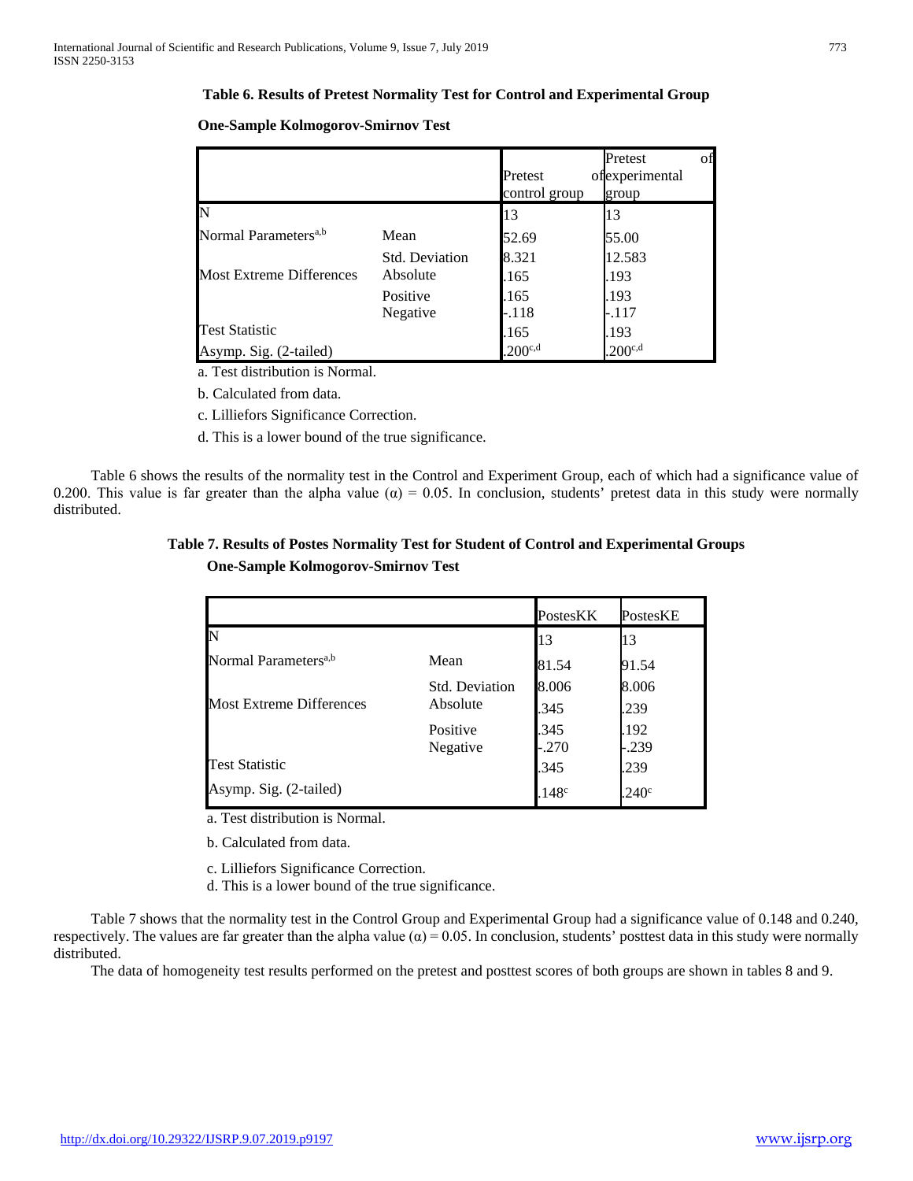**Table 6. Results of Pretest Normality Test for Control and Experimental Group**

**One-Sample Kolmogorov-Smirnov Test**

| | | Pretest of control group | Pretest of experimental group |
|---|---|---|---|
| N | | 13 | 13 |
| Normal Parameters[a,b] | Mean | 52.69 | 55.00 |
| | Std. Deviation | 8.321 | 12.583 |
| Most Extreme Differences | Absolute | .165 | .193 |
| | Positive | .165 | .193 |
| | Negative | -.118 | -.117 |
| Test Statistic | | .165 | .193 |
| Asymp. Sig. (2-tailed) | | .200[c,d] | .200[c,d] |

a. Test distribution is Normal.

b. Calculated from data.

c. Lilliefors Significance Correction.

d. This is a lower bound of the true significance.

Table 6 shows the results of the normality test in the Control and Experiment Group, each of which had a significance value of 0.200. This value is far greater than the alpha value (α) = 0.05. In conclusion, students' pretest data in this study were normally distributed.

**Table 7. Results of Postes Normality Test for Student of Control and Experimental Groups**

**One-Sample Kolmogorov-Smirnov Test**

| | | PostesKK | PostesKE |
|---|---|---|---|
| N | | 13 | 13 |
| Normal Parameters[a,b] | Mean | 81.54 | 91.54 |
| | Std. Deviation | 8.006 | 8.006 |
| Most Extreme Differences | Absolute | .345 | .239 |
| | Positive | .345 | .192 |
| | Negative | -.270 | -.239 |
| Test Statistic | | .345 | .239 |
| Asymp. Sig. (2-tailed) | | .148[c] | .240[c] |

a. Test distribution is Normal.

b. Calculated from data.

c. Lilliefors Significance Correction.

d. This is a lower bound of the true significance.

Table 7 shows that the normality test in the Control Group and Experimental Group had a significance value of 0.148 and 0.240, respectively. The values are far greater than the alpha value (α) = 0.05. In conclusion, students' posttest data in this study were normally distributed.

The data of homogeneity test results performed on the pretest and posttest scores of both groups are shown in tables 8 and 9.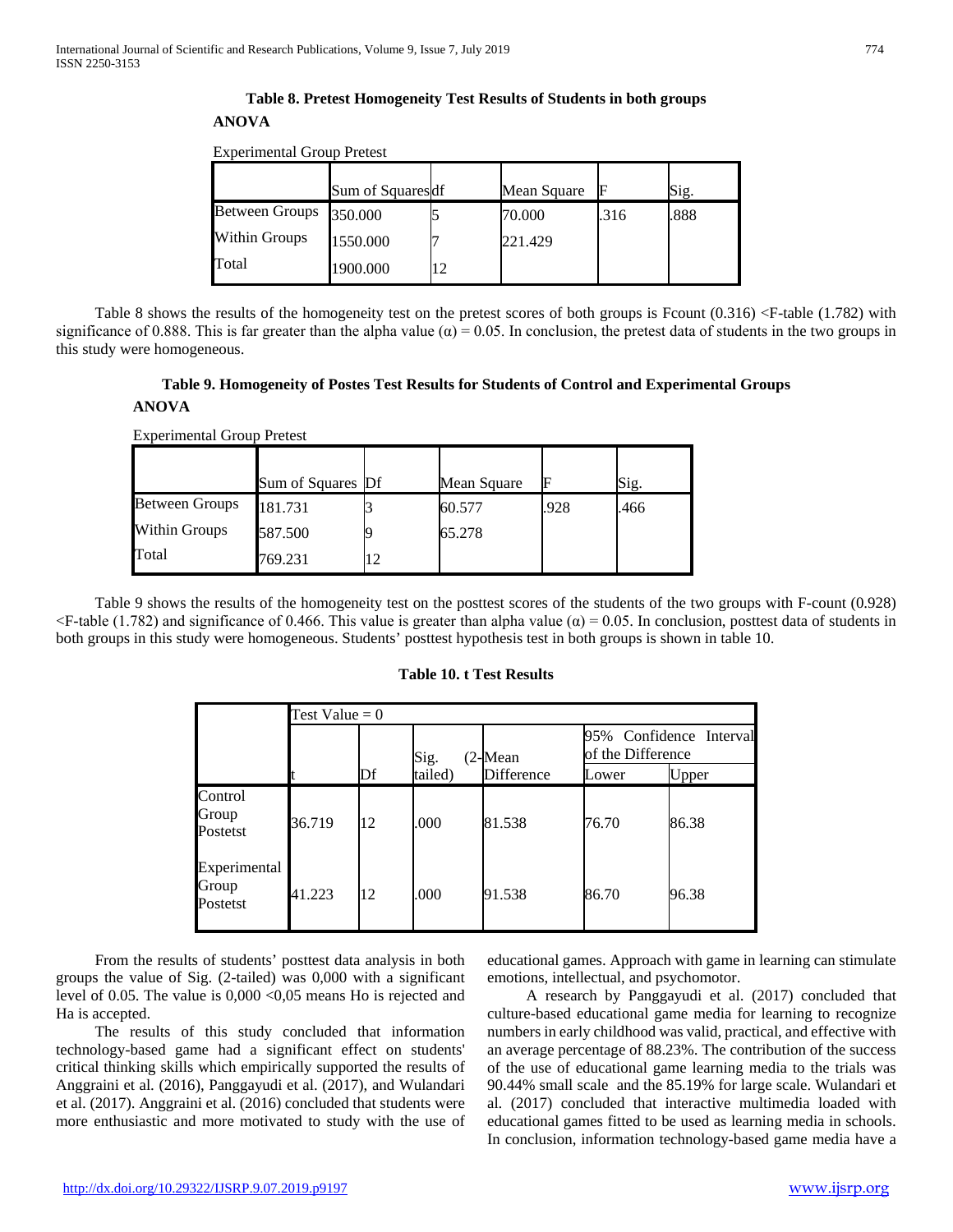**Table 8. Pretest Homogeneity Test Results of Students in both groups**

**ANOVA**

Experimental Group Pretest

| | Sum of Squares | df | Mean Square | F | Sig. |
|---|---|---|---|---|---|
| Between Groups | 350.000 | 5 | 70.000 | .316 | .888 |
| Within Groups | 1550.000 | 7 | 221.429 | | |
| Total | 1900.000 | 12 | | | |

Table 8 shows the results of the homogeneity test on the pretest scores of both groups is Fcount (0.316) <F-table (1.782) with significance of 0.888. This is far greater than the alpha value (α) = 0.05. In conclusion, the pretest data of students in the two groups in this study were homogeneous.

**Table 9. Homogeneity of Postes Test Results for Students of Control and Experimental Groups**

**ANOVA**

Experimental Group Pretest

| | Sum of Squares | Df | Mean Square | F | Sig. |
|---|---|---|---|---|---|
| Between Groups | 181.731 | 3 | 60.577 | .928 | .466 |
| Within Groups | 587.500 | 9 | 65.278 | | |
| Total | 769.231 | 12 | | | |

Table 9 shows the results of the homogeneity test on the posttest scores of the students of the two groups with F-count (0.928) <F-table (1.782) and significance of 0.466. This value is greater than alpha value (α) = 0.05. In conclusion, posttest data of students in both groups in this study were homogeneous. Students' posttest hypothesis test in both groups is shown in table 10.

**Table 10. t Test Results**

| | Test Value = 0 | | | | | |
|---|---|---|---|---|---|---|
| | | | | | 95% Confidence Interval of the Difference | |
| | t | Df | Sig. (2-tailed) | Mean Difference | Lower | Upper |
| Control Group Postetst | 36.719 | 12 | .000 | 81.538 | 76.70 | 86.38 |
| Experimental Group Postetst | 41.223 | 12 | .000 | 91.538 | 86.70 | 96.38 |

From the results of students' posttest data analysis in both groups the value of Sig. (2-tailed) was 0,000 with a significant level of 0.05. The value is 0,000 <0,05 means Ho is rejected and Ha is accepted.

The results of this study concluded that information technology-based game had a significant effect on students' critical thinking skills which empirically supported the results of Anggraini et al. (2016), Panggayudi et al. (2017), and Wulandari et al. (2017). Anggraini et al. (2016) concluded that students were more enthusiastic and more motivated to study with the use of educational games. Approach with game in learning can stimulate emotions, intellectual, and psychomotor.

A research by Panggayudi et al. (2017) concluded that culture-based educational game media for learning to recognize numbers in early childhood was valid, practical, and effective with an average percentage of 88.23%. The contribution of the success of the use of educational game learning media to the trials was 90.44% small scale and the 85.19% for large scale. Wulandari et al. (2017) concluded that interactive multimedia loaded with educational games fitted to be used as learning media in schools. In conclusion, information technology-based game media have a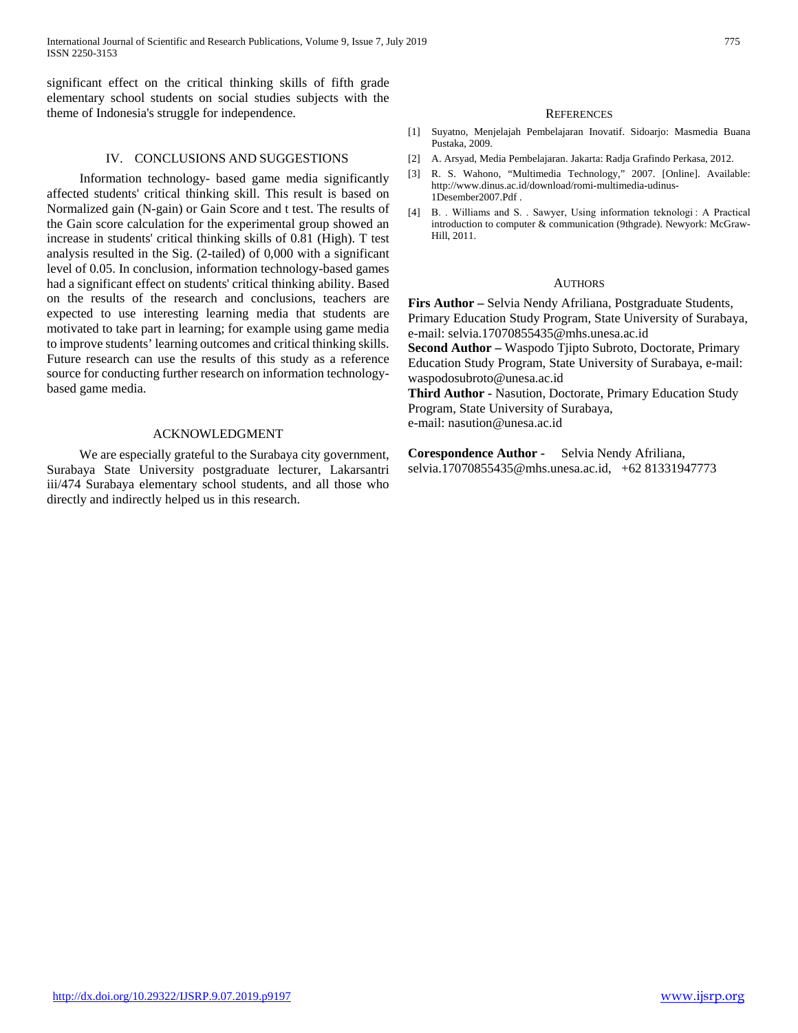significant effect on the critical thinking skills of fifth grade elementary school students on social studies subjects with the theme of Indonesia's struggle for independence.

## IV. CONCLUSIONS AND SUGGESTIONS

Information technology- based game media significantly affected students' critical thinking skill. This result is based on Normalized gain (N-gain) or Gain Score and t test. The results of the Gain score calculation for the experimental group showed an increase in students' critical thinking skills of 0.81 (High). T test analysis resulted in the Sig. (2-tailed) of 0,000 with a significant level of 0.05. In conclusion, information technology-based games had a significant effect on students' critical thinking ability. Based on the results of the research and conclusions, teachers are expected to use interesting learning media that students are motivated to take part in learning; for example using game media to improve students' learning outcomes and critical thinking skills. Future research can use the results of this study as a reference source for conducting further research on information technology-based game media.

## ACKNOWLEDGMENT

We are especially grateful to the Surabaya city government, Surabaya State University postgraduate lecturer, Lakarsantri iii/474 Surabaya elementary school students, and all those who directly and indirectly helped us in this research.

## REFERENCES

[1] Suyatno, Menjelajah Pembelajaran Inovatif. Sidoarjo: Masmedia Buana Pustaka, 2009.

[2] A. Arsyad, Media Pembelajaran. Jakarta: Radja Grafindo Perkasa, 2012.

[3] R. S. Wahono, "Multimedia Technology," 2007. [Online]. Available: http://www.dinus.ac.id/download/romi-multimedia-udinus-1Desember2007.Pdf .

[4] B. . Williams and S. . Sawyer, Using information teknologi : A Practical introduction to computer & communication (9thgrade). Newyork: McGraw-Hill, 2011.

## AUTHORS

**Firs Author –** Selvia Nendy Afriliana, Postgraduate Students, Primary Education Study Program, State University of Surabaya, e-mail: selvia.17070855435@mhs.unesa.ac.id

**Second Author –** Waspodo Tjipto Subroto, Doctorate, Primary Education Study Program, State University of Surabaya, e-mail: waspodosubroto@unesa.ac.id

**Third Author** - Nasution, Doctorate, Primary Education Study Program, State University of Surabaya,
e-mail: nasution@unesa.ac.id

**Corespondence Author -** Selvia Nendy Afriliana, selvia.17070855435@mhs.unesa.ac.id, +62 81331947773